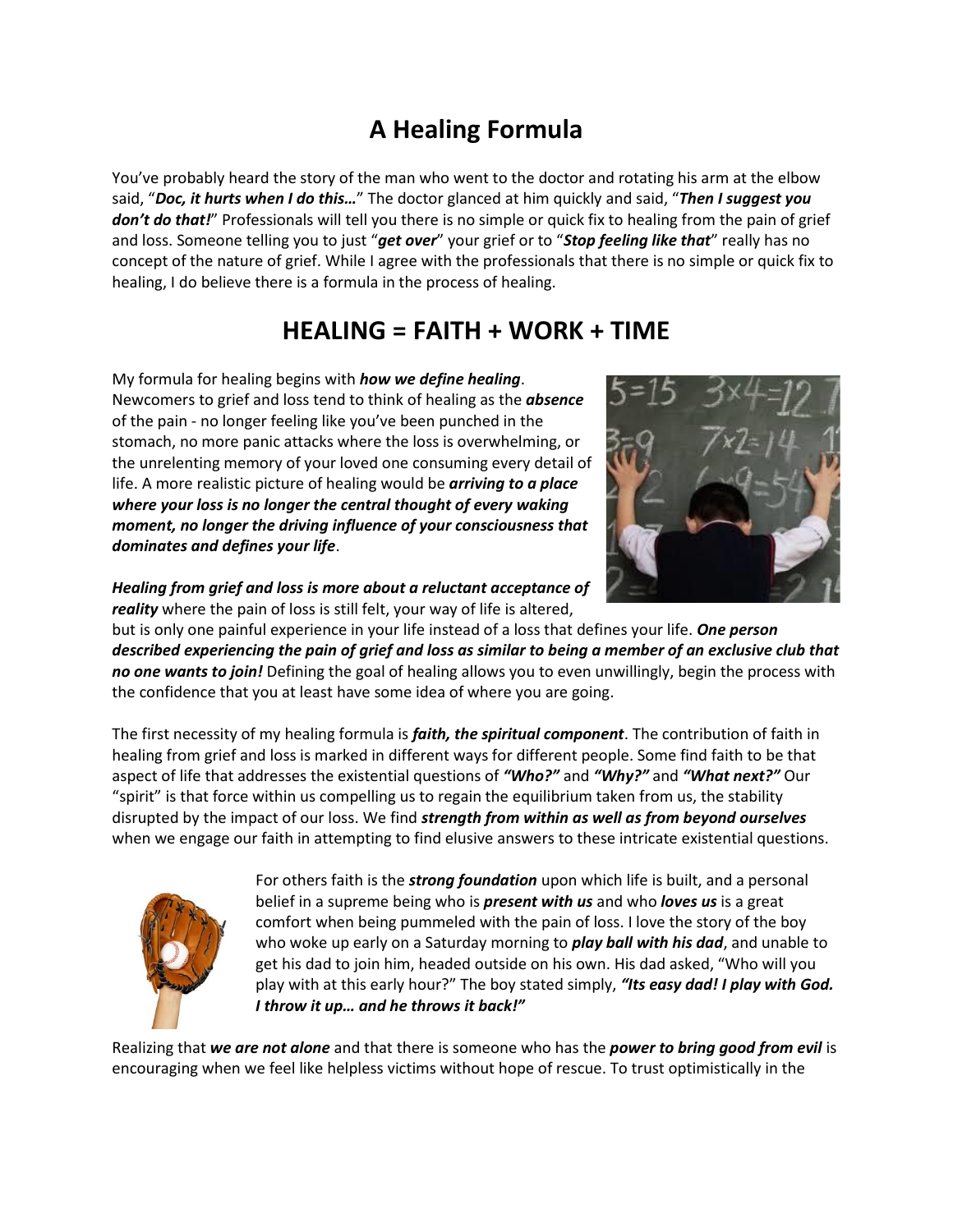# A Healing Formula

You've probably heard the story of the man who went to the doctor and rotating his arm at the elbow said, "***Doc, it hurts when I do this…***" The doctor glanced at him quickly and said, "***Then I suggest you don't do that!***" Professionals will tell you there is no simple or quick fix to healing from the pain of grief and loss. Someone telling you to just "***get over***" your grief or to "***Stop feeling like that***" really has no concept of the nature of grief. While I agree with the professionals that there is no simple or quick fix to healing, I do believe there is a formula in the process of healing.

## HEALING = FAITH + WORK + TIME

My formula for healing begins with ***how we define healing***. Newcomers to grief and loss tend to think of healing as the ***absence*** of the pain - no longer feeling like you've been punched in the stomach, no more panic attacks where the loss is overwhelming, or the unrelenting memory of your loved one consuming every detail of life. A more realistic picture of healing would be ***arriving to a place where your loss is no longer the central thought of every waking moment, no longer the driving influence of your consciousness that dominates and defines your life***.

***Healing from grief and loss is more about a reluctant acceptance of reality*** where the pain of loss is still felt, your way of life is altered, but is only one painful experience in your life instead of a loss that defines your life. ***One person described experiencing the pain of grief and loss as similar to being a member of an exclusive club that no one wants to join!*** Defining the goal of healing allows you to even unwillingly, begin the process with the confidence that you at least have some idea of where you are going.

The first necessity of my healing formula is ***faith, the spiritual component***. The contribution of faith in healing from grief and loss is marked in different ways for different people. Some find faith to be that aspect of life that addresses the existential questions of ***"Who?"*** and ***"Why?"*** and ***"What next?"*** Our "spirit" is that force within us compelling us to regain the equilibrium taken from us, the stability disrupted by the impact of our loss. We find ***strength from within as well as from beyond ourselves*** when we engage our faith in attempting to find elusive answers to these intricate existential questions.

For others faith is the ***strong foundation*** upon which life is built, and a personal belief in a supreme being who is ***present with us*** and who ***loves us*** is a great comfort when being pummeled with the pain of loss. I love the story of the boy who woke up early on a Saturday morning to ***play ball with his dad***, and unable to get his dad to join him, headed outside on his own. His dad asked, "Who will you play with at this early hour?" The boy stated simply, ***"Its easy dad! I play with God. I throw it up… and he throws it back!"***

Realizing that ***we are not alone*** and that there is someone who has the ***power to bring good from evil*** is encouraging when we feel like helpless victims without hope of rescue. To trust optimistically in the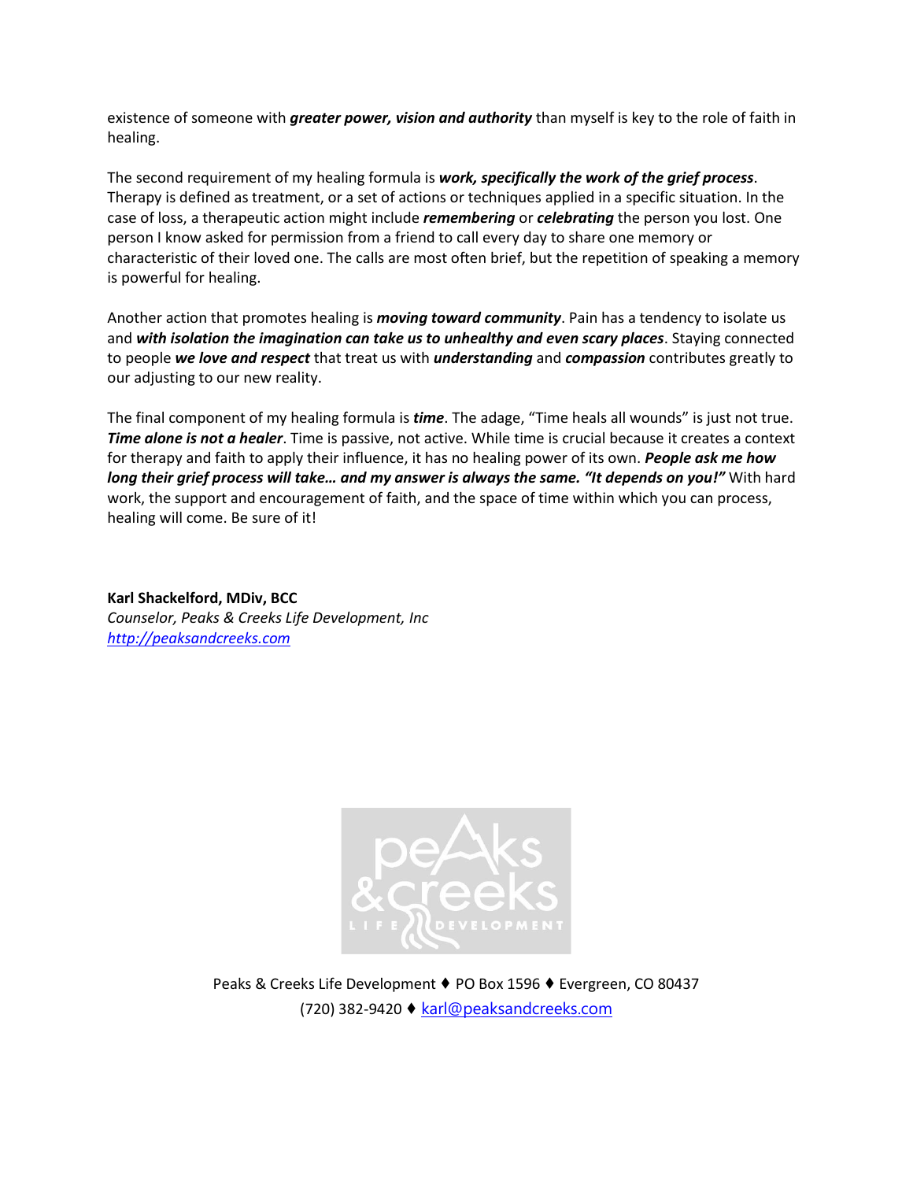existence of someone with ***greater power, vision and authority*** than myself is key to the role of faith in healing.

The second requirement of my healing formula is ***work, specifically the work of the grief process***. Therapy is defined as treatment, or a set of actions or techniques applied in a specific situation. In the case of loss, a therapeutic action might include ***remembering*** or ***celebrating*** the person you lost. One person I know asked for permission from a friend to call every day to share one memory or characteristic of their loved one. The calls are most often brief, but the repetition of speaking a memory is powerful for healing.

Another action that promotes healing is ***moving toward community***. Pain has a tendency to isolate us and ***with isolation the imagination can take us to unhealthy and even scary places***. Staying connected to people ***we love and respect*** that treat us with ***understanding*** and ***compassion*** contributes greatly to our adjusting to our new reality.

The final component of my healing formula is ***time***. The adage, "Time heals all wounds" is just not true. ***Time alone is not a healer***. Time is passive, not active. While time is crucial because it creates a context for therapy and faith to apply their influence, it has no healing power of its own. ***People ask me how long their grief process will take… and my answer is always the same. "It depends on you!"*** With hard work, the support and encouragement of faith, and the space of time within which you can process, healing will come. Be sure of it!

**Karl Shackelford, MDiv, BCC**
*Counselor, Peaks & Creeks Life Development, Inc*
*http://peaksandcreeks.com*

Peaks & Creeks Life Development ♦ PO Box 1596 ♦ Evergreen, CO 80437
(720) 382-9420 ♦ karl@peaksandcreeks.com